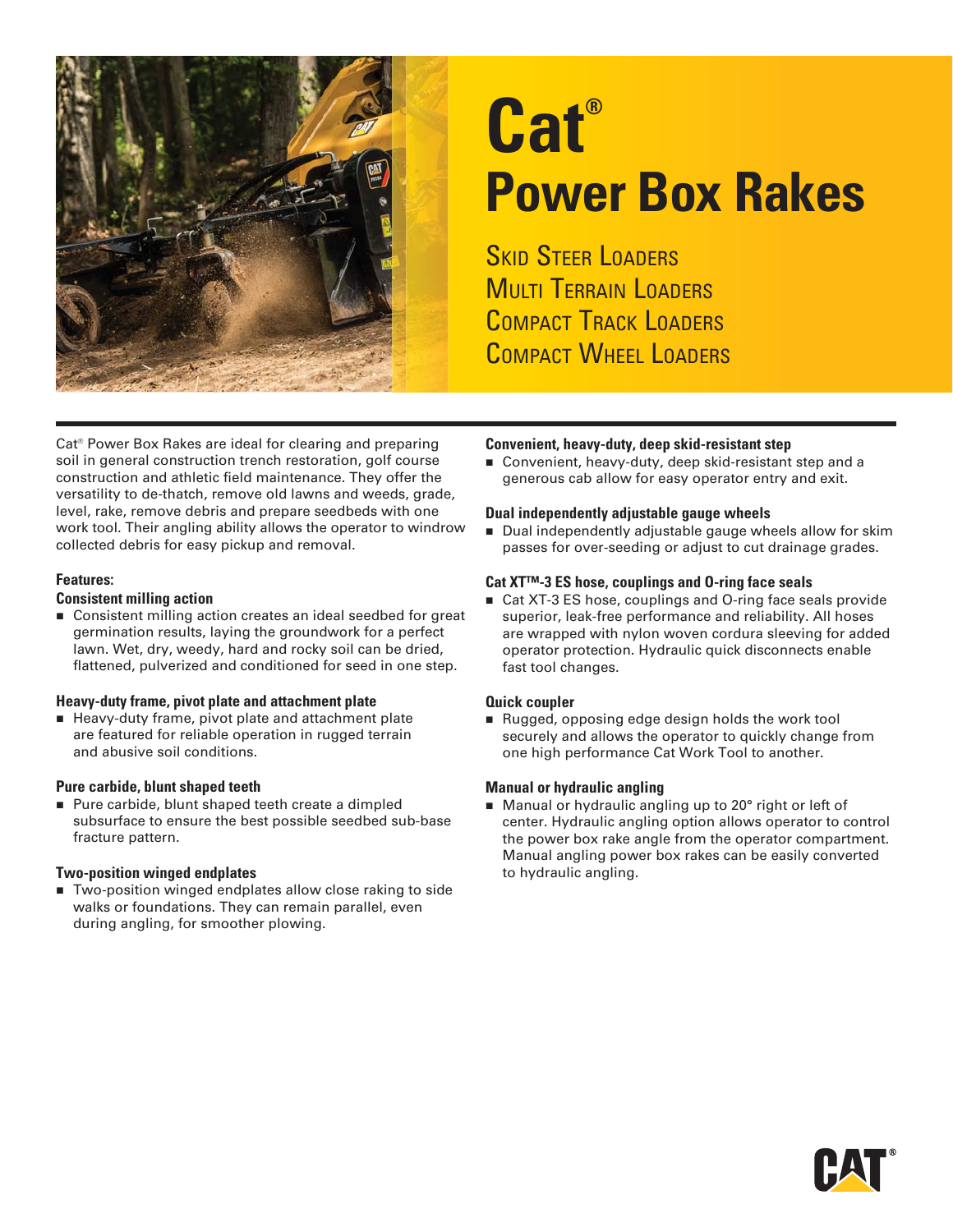# Cat®

# Power Box Rakes

Skid Steer Loaders
Multi Terrain Loaders
Compact Track Loaders
Compact Wheel Loaders

Cat® Power Box Rakes are ideal for clearing and preparing soil in general construction trench restoration, golf course construction and athletic field maintenance. They offer the versatility to de-thatch, remove old lawns and weeds, grade, level, rake, remove debris and prepare seedbeds with one work tool. Their angling ability allows the operator to windrow collected debris for easy pickup and removal.

**Features:**

### Consistent milling action

- Consistent milling action creates an ideal seedbed for great germination results, laying the groundwork for a perfect lawn. Wet, dry, weedy, hard and rocky soil can be dried, flattened, pulverized and conditioned for seed in one step.

### Heavy-duty frame, pivot plate and attachment plate

- Heavy-duty frame, pivot plate and attachment plate are featured for reliable operation in rugged terrain and abusive soil conditions.

### Pure carbide, blunt shaped teeth

- Pure carbide, blunt shaped teeth create a dimpled subsurface to ensure the best possible seedbed sub-base fracture pattern.

### Two-position winged endplates

- Two-position winged endplates allow close raking to side walks or foundations. They can remain parallel, even during angling, for smoother plowing.

### Convenient, heavy-duty, deep skid-resistant step

- Convenient, heavy-duty, deep skid-resistant step and a generous cab allow for easy operator entry and exit.

### Dual independently adjustable gauge wheels

- Dual independently adjustable gauge wheels allow for skim passes for over-seeding or adjust to cut drainage grades.

### Cat XT™-3 ES hose, couplings and O-ring face seals

- Cat XT-3 ES hose, couplings and O-ring face seals provide superior, leak-free performance and reliability. All hoses are wrapped with nylon woven cordura sleeving for added operator protection. Hydraulic quick disconnects enable fast tool changes.

### Quick coupler

- Rugged, opposing edge design holds the work tool securely and allows the operator to quickly change from one high performance Cat Work Tool to another.

### Manual or hydraulic angling

- Manual or hydraulic angling up to 20° right or left of center. Hydraulic angling option allows operator to control the power box rake angle from the operator compartment. Manual angling power box rakes can be easily converted to hydraulic angling.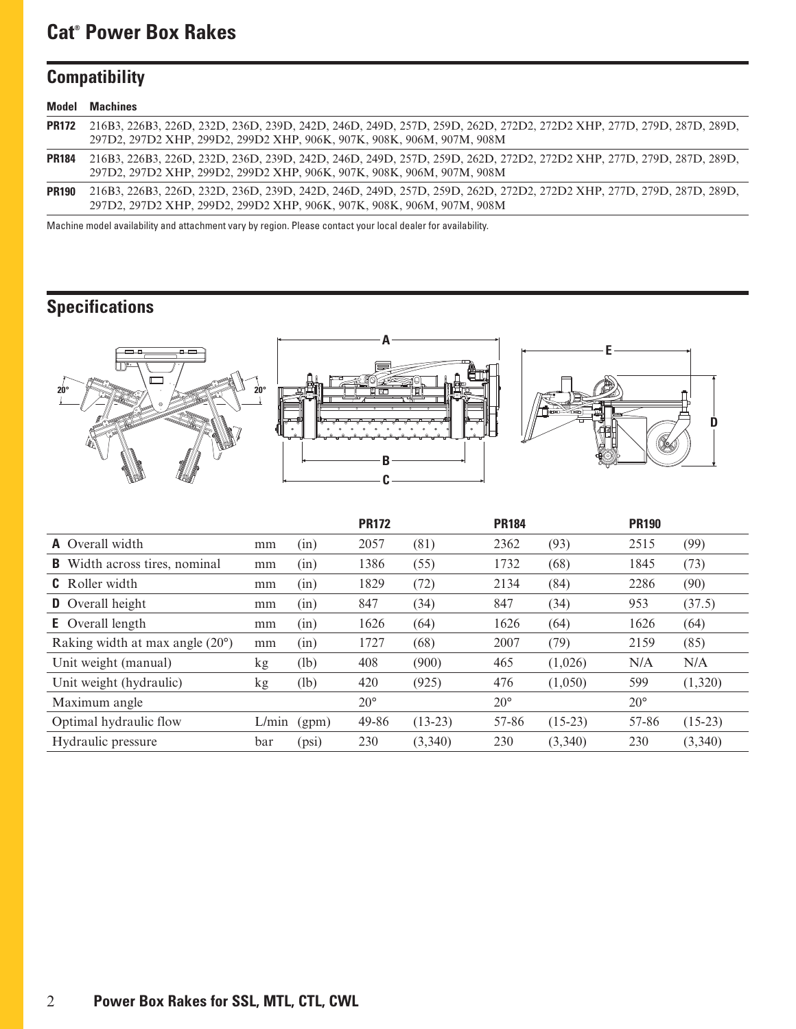# Cat® Power Box Rakes

## Compatibility

| Model | Machines |
|---|---|
| **PR172** | 216B3, 226B3, 226D, 232D, 236D, 239D, 242D, 246D, 249D, 257D, 259D, 262D, 272D2, 272D2 XHP, 277D, 279D, 287D, 289D, 297D2, 297D2 XHP, 299D2, 299D2 XHP, 906K, 907K, 908K, 906M, 907M, 908M |
| **PR184** | 216B3, 226B3, 226D, 232D, 236D, 239D, 242D, 246D, 249D, 257D, 259D, 262D, 272D2, 272D2 XHP, 277D, 279D, 287D, 289D, 297D2, 297D2 XHP, 299D2, 299D2 XHP, 906K, 907K, 908K, 906M, 907M, 908M |
| **PR190** | 216B3, 226B3, 226D, 232D, 236D, 239D, 242D, 246D, 249D, 257D, 259D, 262D, 272D2, 272D2 XHP, 277D, 279D, 287D, 289D, 297D2, 297D2 XHP, 299D2, 299D2 XHP, 906K, 907K, 908K, 906M, 907M, 908M |

Machine model availability and attachment vary by region. Please contact your local dealer for availability.

## Specifications

| | | | **PR172** | | **PR184** | | **PR190** | |
|---|---|---|---|---|---|---|---|---|
| **A** Overall width | mm | (in) | 2057 | (81) | 2362 | (93) | 2515 | (99) |
| **B** Width across tires, nominal | mm | (in) | 1386 | (55) | 1732 | (68) | 1845 | (73) |
| **C** Roller width | mm | (in) | 1829 | (72) | 2134 | (84) | 2286 | (90) |
| **D** Overall height | mm | (in) | 847 | (34) | 847 | (34) | 953 | (37.5) |
| **E** Overall length | mm | (in) | 1626 | (64) | 1626 | (64) | 1626 | (64) |
| Raking width at max angle (20°) | mm | (in) | 1727 | (68) | 2007 | (79) | 2159 | (85) |
| Unit weight (manual) | kg | (lb) | 408 | (900) | 465 | (1,026) | N/A | N/A |
| Unit weight (hydraulic) | kg | (lb) | 420 | (925) | 476 | (1,050) | 599 | (1,320) |
| Maximum angle | | | 20° | | 20° | | 20° | |
| Optimal hydraulic flow | L/min | (gpm) | 49-86 | (13-23) | 57-86 | (15-23) | 57-86 | (15-23) |
| Hydraulic pressure | bar | (psi) | 230 | (3,340) | 230 | (3,340) | 230 | (3,340) |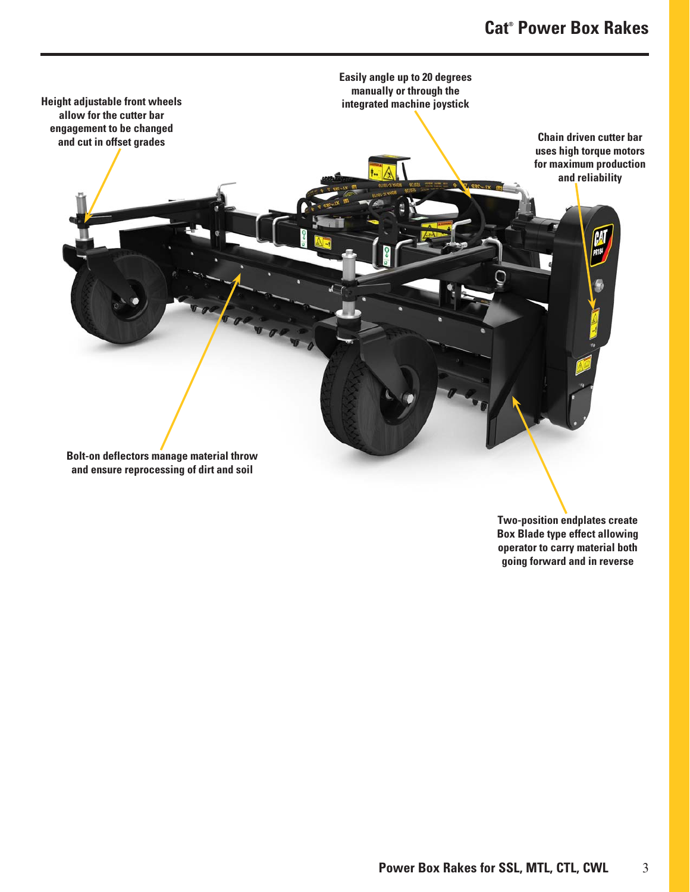# Cat® Power Box Rakes

Easily angle up to 20 degrees manually or through the integrated machine joystick

Height adjustable front wheels allow for the cutter bar engagement to be changed and cut in offset grades

Chain driven cutter bar uses high torque motors for maximum production and reliability

Bolt-on deflectors manage material throw and ensure reprocessing of dirt and soil

Two-position endplates create Box Blade type effect allowing operator to carry material both going forward and in reverse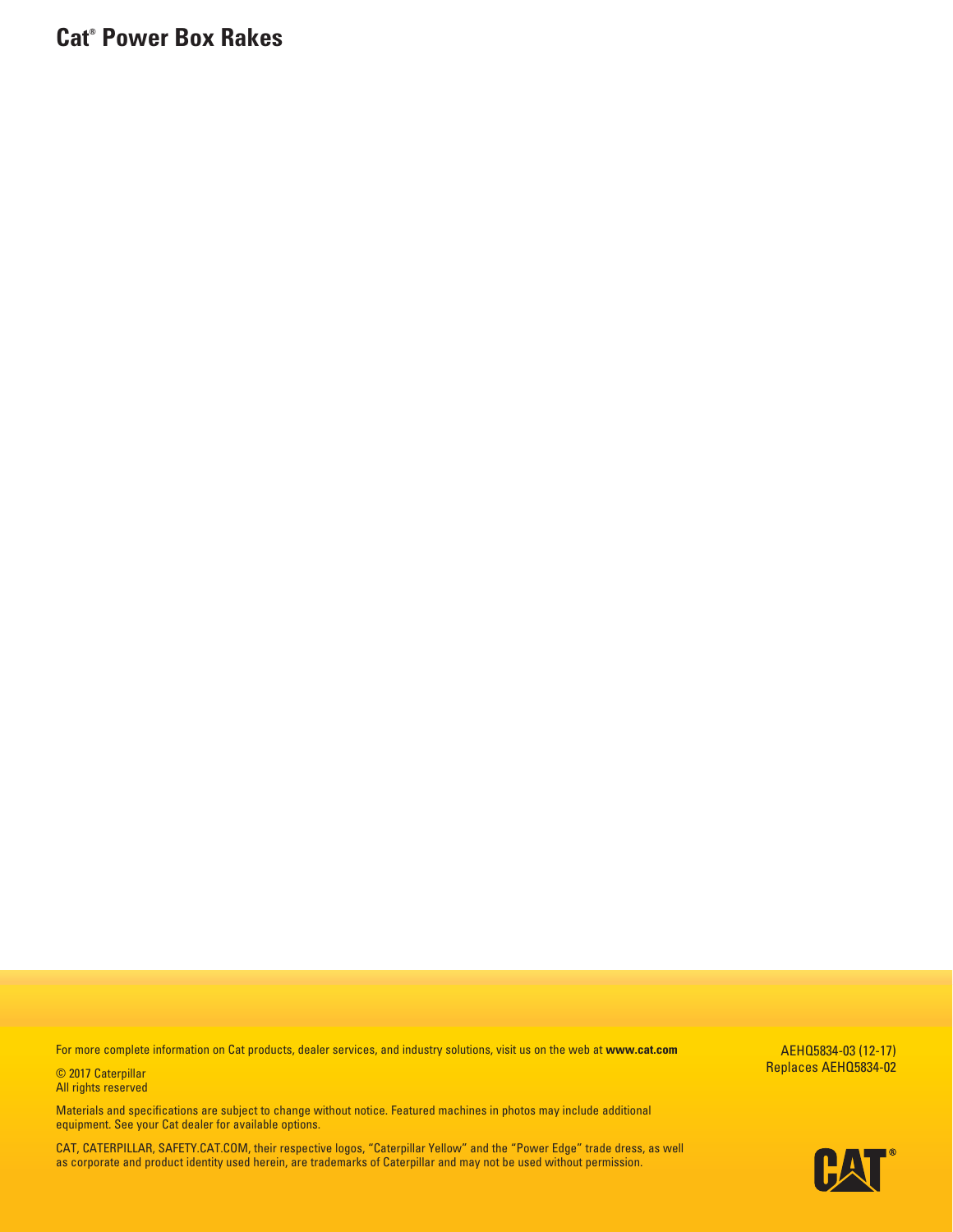# Cat® Power Box Rakes

For more complete information on Cat products, dealer services, and industry solutions, visit us on the web at **www.cat.com**

© 2017 Caterpillar
All rights reserved

Materials and specifications are subject to change without notice. Featured machines in photos may include additional equipment. See your Cat dealer for available options.

CAT, CATERPILLAR, SAFETY.CAT.COM, their respective logos, "Caterpillar Yellow" and the "Power Edge" trade dress, as well as corporate and product identity used herein, are trademarks of Caterpillar and may not be used without permission.

AEHQ5834-03 (12-17)
Replaces AEHQ5834-02